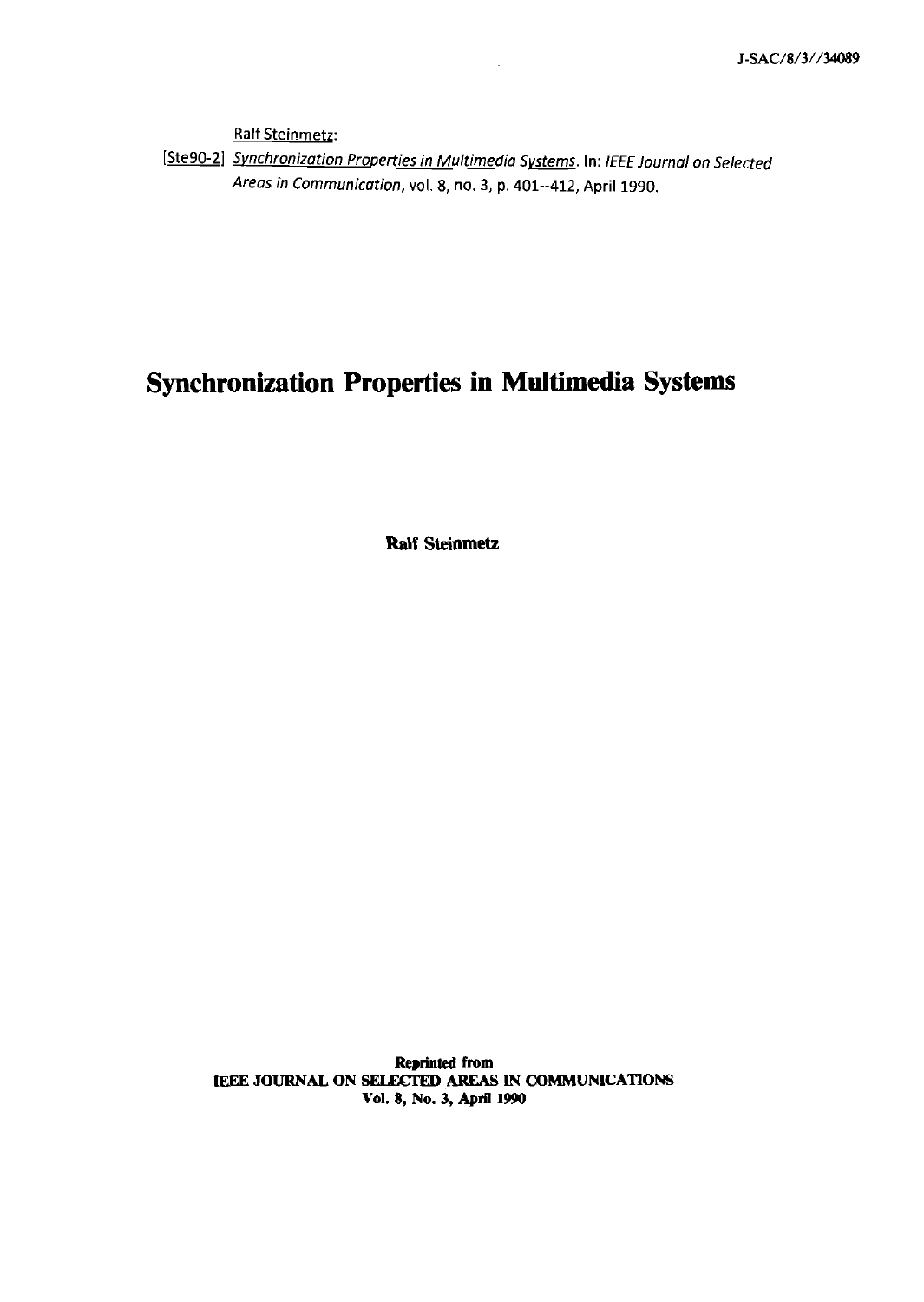J-SAC/8/3//34089

Ralf Steinmetz:

[Ste90-2] *Synchronization Properties in Multimedia Systems*. In: *IEEE Journal on Selected Areas in Communication*, vol. 8, no. 3, p. 401--412, April 1990.

# Synchronization Properties in Multimedia Systems

**Ralf Steinmetz**

**Reprinted from**
**IEEE JOURNAL ON SELECTED AREAS IN COMMUNICATIONS**
**Vol. 8, No. 3, April 1990**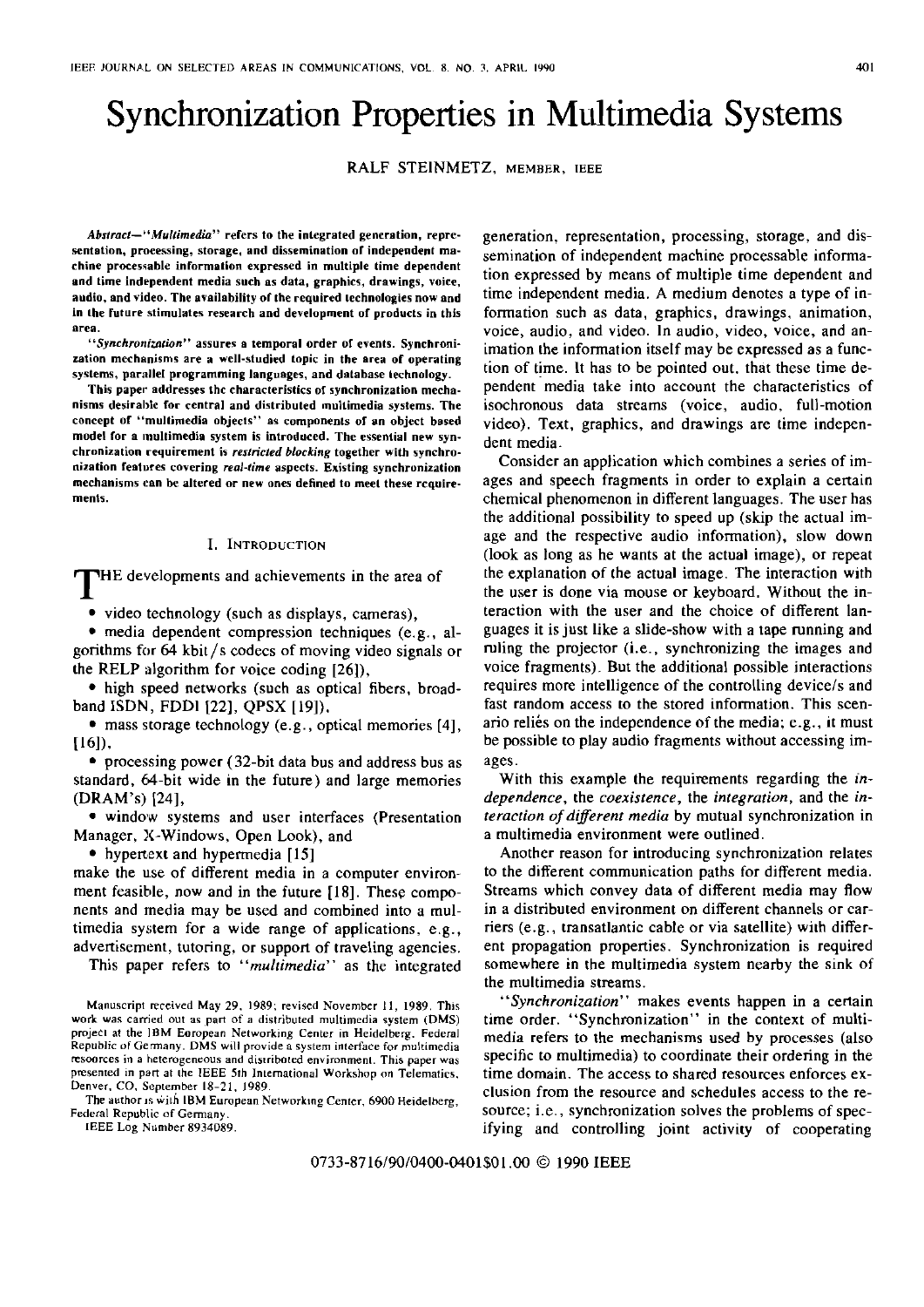# Synchronization Properties in Multimedia Systems

RALF STEINMETZ, MEMBER, IEEE

***Abstract*—"*Multimedia*" refers to the integrated generation, representation, processing, storage, and dissemination of independent machine processable information expressed in multiple time dependent and time independent media such as data, graphics, drawings, voice, audio, and video. The availability of the required technologies now and in the future stimulates research and development of products in this area.**

**"*Synchronization*" assures a temporal order of events. Synchronization mechanisms are a well-studied topic in the area of operating systems, parallel programming languages, and database technology.**

**This paper addresses the characteristics of synchronization mechanisms desirable for central and distributed multimedia systems. The concept of "multimedia objects" as components of an object based model for a multimedia system is introduced. The essential new synchronization requirement is *restricted blocking* together with synchronization features covering *real-time* aspects. Existing synchronization mechanisms can be altered or new ones defined to meet these requirements.**

## I. Introduction

The developments and achievements in the area of

- video technology (such as displays, cameras),
- media dependent compression techniques (e.g., algorithms for 64 kbit/s codecs of moving video signals or the RELP algorithm for voice coding [26]),
- high speed networks (such as optical fibers, broadband ISDN, FDDI [22], QPSX [19]),
- mass storage technology (e.g., optical memories [4], [16]),
- processing power (32-bit data bus and address bus as standard, 64-bit wide in the future) and large memories (DRAM's) [24],
- window systems and user interfaces (Presentation Manager, X-Windows, Open Look), and
- hypertext and hypermedia [15]

make the use of different media in a computer environment feasible, now and in the future [18]. These components and media may be used and combined into a multimedia system for a wide range of applications, e.g., advertisement, tutoring, or support of traveling agencies.

This paper refers to "*multimedia*" as the integrated generation, representation, processing, storage, and dissemination of independent machine processable information expressed by means of multiple time dependent and time independent media. A medium denotes a type of information such as data, graphics, drawings, animation, voice, audio, and video. In audio, video, voice, and animation the information itself may be expressed as a function of time. It has to be pointed out, that these time dependent media take into account the characteristics of isochronous data streams (voice, audio, full-motion video). Text, graphics, and drawings are time independent media.

Consider an application which combines a series of images and speech fragments in order to explain a certain chemical phenomenon in different languages. The user has the additional possibility to speed up (skip the actual image and the respective audio information), slow down (look as long as he wants at the actual image), or repeat the explanation of the actual image. The interaction with the user is done via mouse or keyboard. Without the interaction with the user and the choice of different languages it is just like a slide-show with a tape running and ruling the projector (i.e., synchronizing the images and voice fragments). But the additional possible interactions requires more intelligence of the controlling device/s and fast random access to the stored information. This scenario relies on the independence of the media; e.g., it must be possible to play audio fragments without accessing images.

With this example the requirements regarding the *independence*, the *coexistence*, the *integration*, and the *interaction of different media* by mutual synchronization in a multimedia environment were outlined.

Another reason for introducing synchronization relates to the different communication paths for different media. Streams which convey data of different media may flow in a distributed environment on different channels or carriers (e.g., transatlantic cable or via satellite) with different propagation properties. Synchronization is required somewhere in the multimedia system nearby the sink of the multimedia streams.

"*Synchronization*" makes events happen in a certain time order. "Synchronization" in the context of multimedia refers to the mechanisms used by processes (also specific to multimedia) to coordinate their ordering in the time domain. The access to shared resources enforces exclusion from the resource and schedules access to the resource; i.e., synchronization solves the problems of specifying and controlling joint activity of cooperating

Manuscript received May 29, 1989; revised November 11, 1989. This work was carried out as part of a distributed multimedia system (DMS) project at the IBM European Networking Center in Heidelberg, Federal Republic of Germany. DMS will provide a system interface for multimedia resources in a heterogeneous and distributed environment. This paper was presented in part at the IEEE 5th International Workshop on Telematics, Denver, CO, September 18-21, 1989.

The author is with IBM European Networking Center, 6900 Heidelberg, Federal Republic of Germany.

IEEE Log Number 8934089.

0733-8716/90/0400-0401$01.00 © 1990 IEEE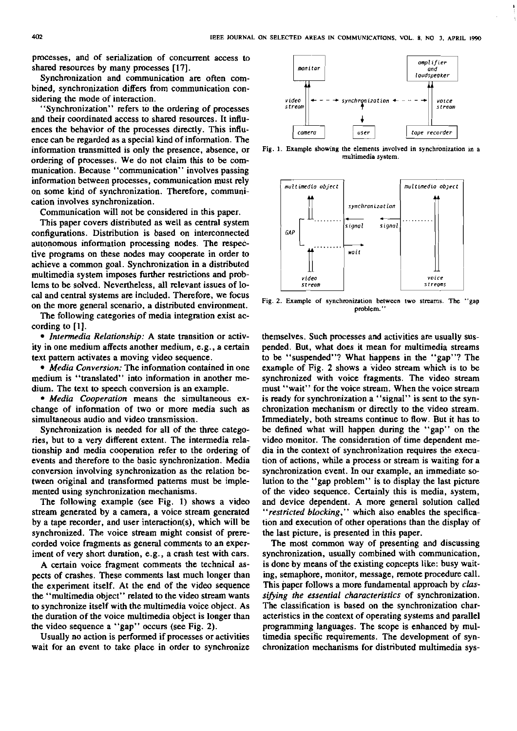processes, and of serialization of concurrent access to shared resources by many processes [17].

Synchronization and communication are often combined, synchronization differs from communication considering the mode of interaction.

"Synchronization" refers to the ordering of processes and their coordinated access to shared resources. It influences the behavior of the processes directly. This influence can be regarded as a special kind of information. The information transmitted is only the presence, absence, or ordering of processes. We do not claim this to be communication. Because "communication" involves passing information between processes, communication must rely on some kind of synchronization. Therefore, communication involves synchronization.

Communication will not be considered in this paper.

This paper covers distributed as well as central system configurations. Distribution is based on interconnected autonomous information processing nodes. The respective programs on these nodes may cooperate in order to achieve a common goal. Synchronization in a distributed multimedia system imposes further restrictions and problems to be solved. Nevertheless, all relevant issues of local and central systems are included. Therefore, we focus on the more general scenario, a distributed environment.

The following categories of media integration exist according to [1].

- *Intermedia Relationship:* A state transition or activity in one medium affects another medium, e.g., a certain text pattern activates a moving video sequence.
- *Media Conversion:* The information contained in one medium is "translated" into information in another medium. The text to speech conversion is an example.
- *Media Cooperation* means the simultaneous exchange of information of two or more media such as simultaneous audio and video transmission.

Synchronization is needed for all of the three categories, but to a very different extent. The intermedia relationship and media cooperation refer to the ordering of events and therefore to the basic synchronization. Media conversion involving synchronization as the relation between original and transformed patterns must be implemented using synchronization mechanisms.

The following example (see Fig. 1) shows a video stream generated by a camera, a voice stream generated by a tape recorder, and user interaction(s), which will be synchronized. The voice stream might consist of prerecorded voice fragments as general comments to an experiment of very short duration, e.g., a crash test with cars.

A certain voice fragment comments the technical aspects of crashes. These comments last much longer than the experiment itself. At the end of the video sequence the "multimedia object" related to the video stream wants to synchronize itself with the multimedia voice object. As the duration of the voice multimedia object is longer than the video sequence a "gap" occurs (see Fig. 2).

Usually no action is performed if processes or activities wait for an event to take place in order to synchronize themselves. Such processes and activities are usually suspended. But, what does it mean for multimedia streams to be "suspended"? What happens in the "gap"? The example of Fig. 2 shows a video stream which is to be synchronized with voice fragments. The video stream must "wait" for the voice stream. When the voice stream is ready for synchronization a "signal" is sent to the synchronization mechanism or directly to the video stream. Immediately, both streams continue to flow. But it has to be defined what will happen during the "gap" on the video monitor. The consideration of time dependent media in the context of synchronization requires the execution of actions, while a process or stream is waiting for a synchronization event. In our example, an immediate solution to the "gap problem" is to display the last picture of the video sequence. Certainly this is media, system, and device dependent. A more general solution called "*restricted blocking*," which also enables the specification and execution of other operations than the display of the last picture, is presented in this paper.

Fig. 1. Example showing the elements involved in synchronization in a multimedia system.

Fig. 2. Example of synchronization between two streams. The "gap problem."

The most common way of presenting and discussing synchronization, usually combined with communication, is done by means of the existing concepts like: busy waiting, semaphore, monitor, message, remote procedure call. This paper follows a more fundamental approach by *classifying the essential characteristics* of synchronization. The classification is based on the synchronization characteristics in the context of operating systems and parallel programming languages. The scope is enhanced by multimedia specific requirements. The development of synchronization mechanisms for distributed multimedia sys-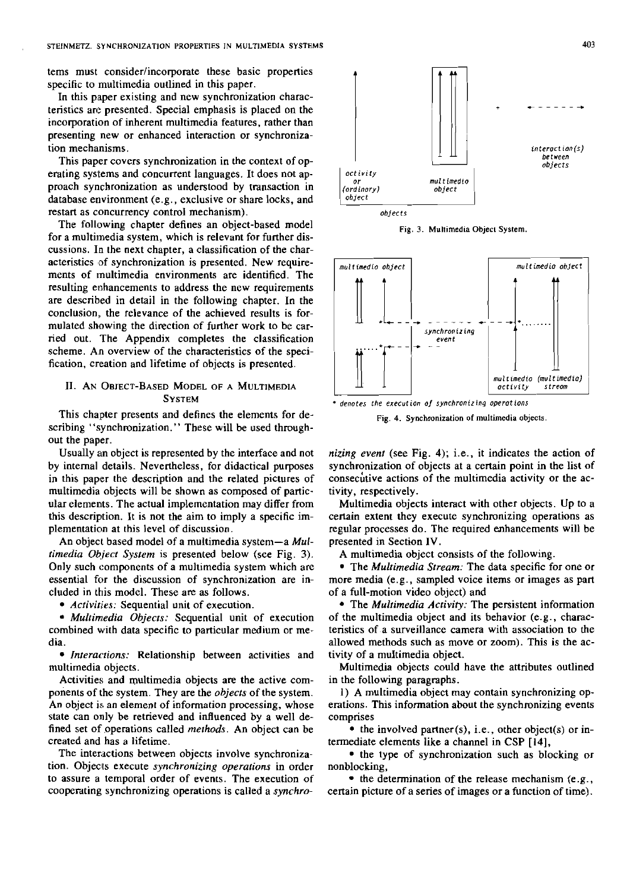tems must consider/incorporate these basic properties specific to multimedia outlined in this paper.

In this paper existing and new synchronization characteristics are presented. Special emphasis is placed on the incorporation of inherent multimedia features, rather than presenting new or enhanced interaction or synchronization mechanisms.

This paper covers synchronization in the context of operating systems and concurrent languages. It does not approach synchronization as understood by transaction in database environment (e.g., exclusive or share locks, and restart as concurrency control mechanism).

The following chapter defines an object-based model for a multimedia system, which is relevant for further discussions. In the next chapter, a classification of the characteristics of synchronization is presented. New requirements of multimedia environments are identified. The resulting enhancements to address the new requirements are described in detail in the following chapter. In the conclusion, the relevance of the achieved results is formulated showing the direction of further work to be carried out. The Appendix completes the classification scheme. An overview of the characteristics of the specification, creation and lifetime of objects is presented.

## II. An Object-Based Model of a Multimedia System

This chapter presents and defines the elements for describing "synchronization." These will be used throughout the paper.

Usually an object is represented by the interface and not by internal details. Nevertheless, for didactical purposes in this paper the description and the related pictures of multimedia objects will be shown as composed of particular elements. The actual implementation may differ from this description. It is not the aim to imply a specific implementation at this level of discussion.

An object based model of a multimedia system—a *Multimedia Object System* is presented below (see Fig. 3). Only such components of a multimedia system which are essential for the discussion of synchronization are included in this model. These are as follows.

- *Activities:* Sequential unit of execution.
- *Multimedia Objects:* Sequential unit of execution combined with data specific to particular medium or media.
- *Interactions:* Relationship between activities and multimedia objects.

Activities and multimedia objects are the active components of the system. They are the *objects* of the system. An object is an element of information processing, whose state can only be retrieved and influenced by a well defined set of operations called *methods*. An object can be created and has a lifetime.

The interactions between objects involve synchronization. Objects execute *synchronizing operations* in order to assure a temporal order of events. The execution of cooperating synchronizing operations is called a *synchronizing event* (see Fig. 4); i.e., it indicates the action of synchronization of objects at a certain point in the list of consecutive actions of the multimedia activity or the activity, respectively.

Fig. 3. Multimedia Object System.

\* denotes the execution of synchronizing operations

Fig. 4. Synchronization of multimedia objects.

Multimedia objects interact with other objects. Up to a certain extent they execute synchronizing operations as regular processes do. The required enhancements will be presented in Section IV.

A multimedia object consists of the following.

- The *Multimedia Stream:* The data specific for one or more media (e.g., sampled voice items or images as part of a full-motion video object) and
- The *Multimedia Activity:* The persistent information of the multimedia object and its behavior (e.g., characteristics of a surveillance camera with association to the allowed methods such as move or zoom). This is the activity of a multimedia object.

Multimedia objects could have the attributes outlined in the following paragraphs.

1) A multimedia object may contain synchronizing operations. This information about the synchronizing events comprises

- the involved partner(s), i.e., other object(s) or intermediate elements like a channel in CSP [14],
- the type of synchronization such as blocking or nonblocking,
- the determination of the release mechanism (e.g., certain picture of a series of images or a function of time).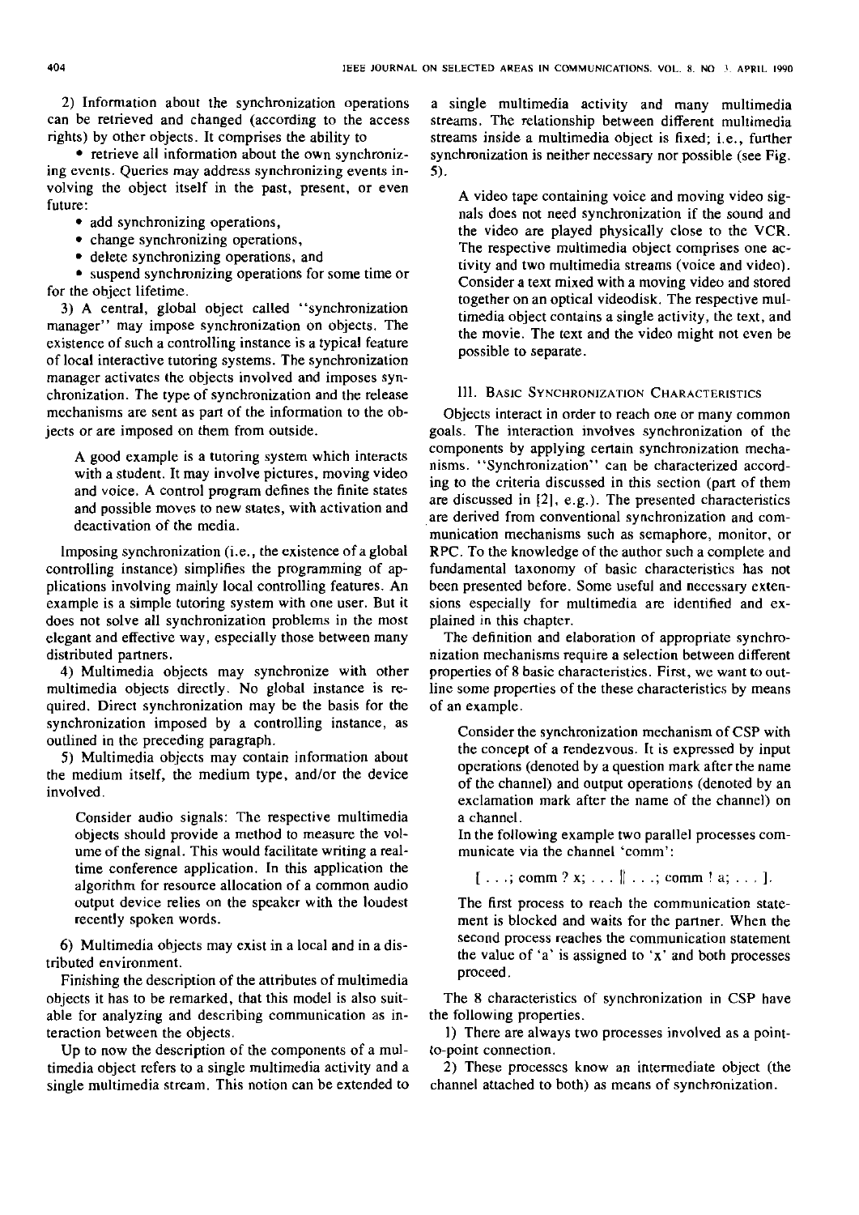2) Information about the synchronization operations can be retrieved and changed (according to the access rights) by other objects. It comprises the ability to

- retrieve all information about the own synchronizing events. Queries may address synchronizing events involving the object itself in the past, present, or even future:
- add synchronizing operations,
- change synchronizing operations,
- delete synchronizing operations, and
- suspend synchronizing operations for some time or for the object lifetime.

3) A central, global object called "synchronization manager" may impose synchronization on objects. The existence of such a controlling instance is a typical feature of local interactive tutoring systems. The synchronization manager activates the objects involved and imposes synchronization. The type of synchronization and the release mechanisms are sent as part of the information to the objects or are imposed on them from outside.

> A good example is a tutoring system which interacts with a student. It may involve pictures, moving video and voice. A control program defines the finite states and possible moves to new states, with activation and deactivation of the media.

Imposing synchronization (i.e., the existence of a global controlling instance) simplifies the programming of applications involving mainly local controlling features. An example is a simple tutoring system with one user. But it does not solve all synchronization problems in the most elegant and effective way, especially those between many distributed partners.

4) Multimedia objects may synchronize with other multimedia objects directly. No global instance is required. Direct synchronization may be the basis for the synchronization imposed by a controlling instance, as outlined in the preceding paragraph.

5) Multimedia objects may contain information about the medium itself, the medium type, and/or the device involved.

> Consider audio signals: The respective multimedia objects should provide a method to measure the volume of the signal. This would facilitate writing a realtime conference application. In this application the algorithm for resource allocation of a common audio output device relies on the speaker with the loudest recently spoken words.

6) Multimedia objects may exist in a local and in a distributed environment.

Finishing the description of the attributes of multimedia objects it has to be remarked, that this model is also suitable for analyzing and describing communication as interaction between the objects.

Up to now the description of the components of a multimedia object refers to a single multimedia activity and a single multimedia stream. This notion can be extended to a single multimedia activity and many multimedia streams. The relationship between different multimedia streams inside a multimedia object is fixed; i.e., further synchronization is neither necessary nor possible (see Fig. 5).

> A video tape containing voice and moving video signals does not need synchronization if the sound and the video are played physically close to the VCR. The respective multimedia object comprises one activity and two multimedia streams (voice and video). Consider a text mixed with a moving video and stored together on an optical videodisk. The respective multimedia object contains a single activity, the text, and the movie. The text and the video might not even be possible to separate.

## III. Basic Synchronization Characteristics

Objects interact in order to reach one or many common goals. The interaction involves synchronization of the components by applying certain synchronization mechanisms. "Synchronization" can be characterized according to the criteria discussed in this section (part of them are discussed in [2], e.g.). The presented characteristics are derived from conventional synchronization and communication mechanisms such as semaphore, monitor, or RPC. To the knowledge of the author such a complete and fundamental taxonomy of basic characteristics has not been presented before. Some useful and necessary extensions especially for multimedia are identified and explained in this chapter.

The definition and elaboration of appropriate synchronization mechanisms require a selection between different properties of 8 basic characteristics. First, we want to outline some properties of the these characteristics by means of an example.

> Consider the synchronization mechanism of CSP with the concept of a rendezvous. It is expressed by input operations (denoted by a question mark after the name of the channel) and output operations (denoted by an exclamation mark after the name of the channel) on a channel.
>
> In the following example two parallel processes communicate via the channel 'comm':
>
> [ . . .; comm ? x; . . . || . . .; comm ! a; . . . ].
>
> The first process to reach the communication statement is blocked and waits for the partner. When the second process reaches the communication statement the value of 'a' is assigned to 'x' and both processes proceed.

The 8 characteristics of synchronization in CSP have the following properties.

1) There are always two processes involved as a point-to-point connection.

2) These processes know an intermediate object (the channel attached to both) as means of synchronization.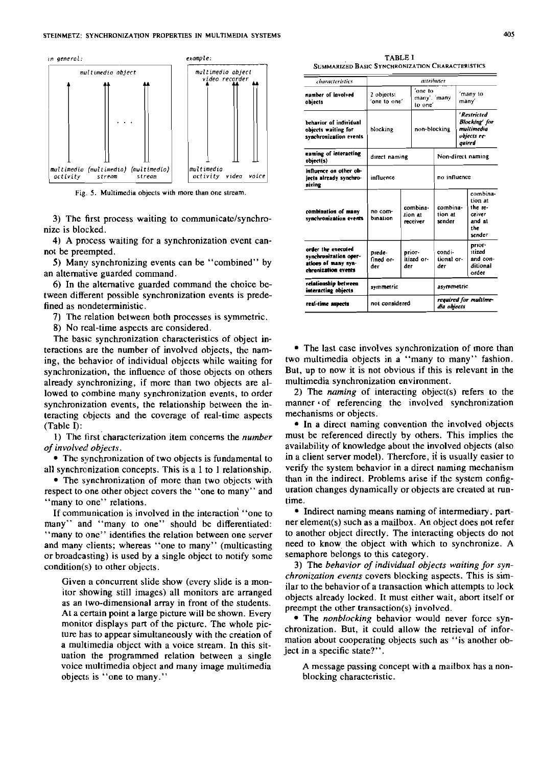Fig. 5. Multimedia objects with more than one stream.

3) The first process waiting to communicate/synchronize is blocked.

4) A process waiting for a synchronization event cannot be preempted.

5) Many synchronizing events can be "combined" by an alternative guarded command.

6) In the alternative guarded command the choice between different possible synchronization events is predefined as nondeterministic.

7) The relation between both processes is symmetric.

8) No real-time aspects are considered.

The basic synchronization characteristics of object interactions are the number of involved objects, the naming, the behavior of individual objects while waiting for synchronization, the influence of those objects on others already synchronizing, if more than two objects are allowed to combine many synchronization events, to order synchronization events, the relationship between the interacting objects and the coverage of real-time aspects (Table I):

1) The first characterization item concerns the *number of involved objects*.

- The synchronization of two objects is fundamental to all synchronization concepts. This is a 1 to 1 relationship.
- The synchronization of more than two objects with respect to one other object covers the "one to many" and "many to one" relations.

If communication is involved in the interaction "one to many" and "many to one" should be differentiated: "many to one" identifies the relation between one server and many clients; whereas "one to many" (multicasting or broadcasting) is used by a single object to notify some condition(s) to other objects.

> Given a concurrent slide show (every slide is a monitor showing still images) all monitors are arranged as an two-dimensional array in front of the students. At a certain point a large picture will be shown. Every monitor displays part of the picture. The whole picture has to appear simultaneously with the creation of a multimedia object with a voice stream. In this situation the programmed relation between a single voice multimedia object and many image multimedia objects is "one to many."

TABLE I
SUMMARIZED BASIC SYNCHRONIZATION CHARACTERISTICS

| *characteristics* | *attributes* | | | |
|---|---|---|---|---|
| **number of involved objects** | 2 objects: 'one to one' | 'one to many', 'many to one' | 'many to many' | |
| **behavior of individual objects waiting for synchronization events** | blocking | non-blocking | ***'Restricted Blocking' for multimedia objects required*** | |
| **naming of interacting object(s)** | direct naming | Non-direct naming | | |
| **influence on other objects already synchronizing** | influence | no influence | | |
| **combination of many synchronization events** | no combination | combination at receiver | combination at sender | combination at the receiver and at the sender |
| **order the executed synchronization operations of many synchronization events** | predefined order | prioritized order | conditional order | prioritized and conditional order |
| **relationship between interacting objects** | symmetric | asymmetric | | |
| **real-time aspects** | not considered | ***required for multimedia objects*** | | |

- The last case involves synchronization of more than two multimedia objects in a "many to many" fashion. But, up to now it is not obvious if this is relevant in the multimedia synchronization environment.

2) The *naming* of interacting object(s) refers to the manner of referencing the involved synchronization mechanisms or objects.

- In a direct naming convention the involved objects must be referenced directly by others. This implies the availability of knowledge about the involved objects (also in a client server model). Therefore, it is usually easier to verify the system behavior in a direct naming mechanism than in the indirect. Problems arise if the system configuration changes dynamically or objects are created at runtime.
- Indirect naming means naming of intermediary, partner element(s) such as a mailbox. An object does not refer to another object directly. The interacting objects do not need to know the object with which to synchronize. A semaphore belongs to this category.

3) The *behavior of individual objects waiting for synchronization events* covers blocking aspects. This is similar to the behavior of a transaction which attempts to lock objects already locked. It must either wait, abort itself or preempt the other transaction(s) involved.

- The *nonblocking* behavior would never force synchronization. But, it could allow the retrieval of information about cooperating objects such as "is another object in a specific state?".

> A message passing concept with a mailbox has a nonblocking characteristic.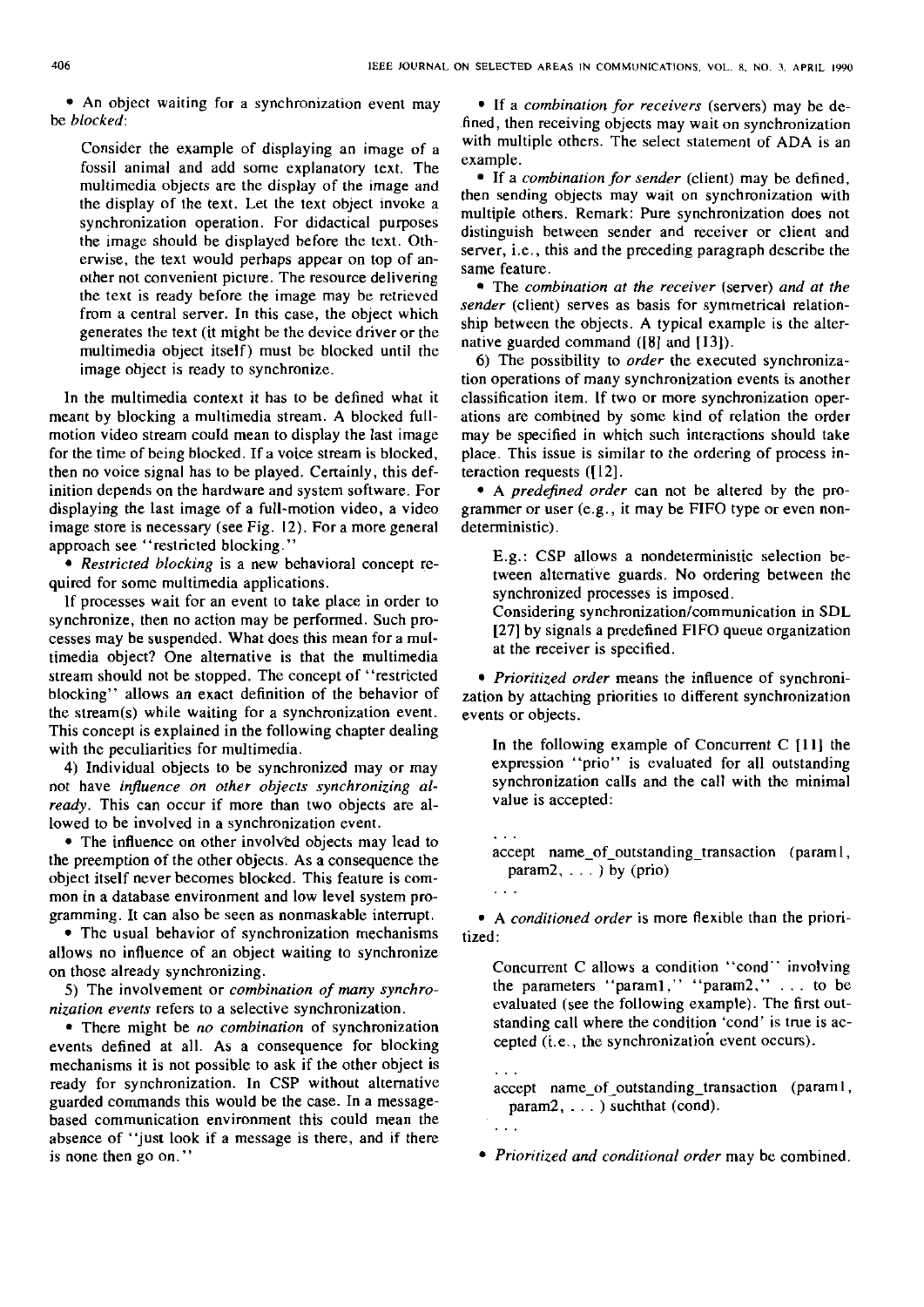• An object waiting for a synchronization event may be *blocked*:

> Consider the example of displaying an image of a fossil animal and add some explanatory text. The multimedia objects are the display of the image and the display of the text. Let the text object invoke a synchronization operation. For didactical purposes the image should be displayed before the text. Otherwise, the text would perhaps appear on top of another not convenient picture. The resource delivering the text is ready before the image may be retrieved from a central server. In this case, the object which generates the text (it might be the device driver or the multimedia object itself) must be blocked until the image object is ready to synchronize.

In the multimedia context it has to be defined what it meant by blocking a multimedia stream. A blocked full-motion video stream could mean to display the last image for the time of being blocked. If a voice stream is blocked, then no voice signal has to be played. Certainly, this definition depends on the hardware and system software. For displaying the last image of a full-motion video, a video image store is necessary (see Fig. 12). For a more general approach see "restricted blocking."

• *Restricted blocking* is a new behavioral concept required for some multimedia applications.

If processes wait for an event to take place in order to synchronize, then no action may be performed. Such processes may be suspended. What does this mean for a multimedia object? One alternative is that the multimedia stream should not be stopped. The concept of "restricted blocking" allows an exact definition of the behavior of the stream(s) while waiting for a synchronization event. This concept is explained in the following chapter dealing with the peculiarities for multimedia.

4) Individual objects to be synchronized may or may not have *influence on other objects synchronizing already*. This can occur if more than two objects are allowed to be involved in a synchronization event.

• The influence on other involved objects may lead to the preemption of the other objects. As a consequence the object itself never becomes blocked. This feature is common in a database environment and low level system programming. It can also be seen as nonmaskable interrupt.

• The usual behavior of synchronization mechanisms allows no influence of an object waiting to synchronize on those already synchronizing.

5) The involvement or *combination of many synchronization events* refers to a selective synchronization.

• There might be *no combination* of synchronization events defined at all. As a consequence for blocking mechanisms it is not possible to ask if the other object is ready for synchronization. In CSP without alternative guarded commands this would be the case. In a message-based communication environment this could mean the absence of "just look if a message is there, and if there is none then go on."

• If a *combination for receivers* (servers) may be defined, then receiving objects may wait on synchronization with multiple others. The select statement of ADA is an example.

• If a *combination for sender* (client) may be defined, then sending objects may wait on synchronization with multiple others. Remark: Pure synchronization does not distinguish between sender and receiver or client and server, i.e., this and the preceding paragraph describe the same feature.

• The *combination at the receiver* (server) *and at the sender* (client) serves as basis for symmetrical relationship between the objects. A typical example is the alternative guarded command ([8] and [13]).

6) The possibility to *order* the executed synchronization operations of many synchronization events is another classification item. If two or more synchronization operations are combined by some kind of relation the order may be specified in which such interactions should take place. This issue is similar to the ordering of process interaction requests ([12]).

• A *predefined order* can not be altered by the programmer or user (e.g., it may be FIFO type or even nondeterministic).

> E.g.: CSP allows a nondeterministic selection between alternative guards. No ordering between the synchronized processes is imposed.
>
> Considering synchronization/communication in SDL [27] by signals a predefined FIFO queue organization at the receiver is specified.

• *Prioritized order* means the influence of synchronization by attaching priorities to different synchronization events or objects.

> In the following example of Concurrent C [11] the expression "prio" is evaluated for all outstanding synchronization calls and the call with the minimal value is accepted:

```
...
accept name_of_outstanding_transaction (param1,
  param2, ...) by (prio)
...
```

• A *conditioned order* is more flexible than the prioritized:

> Concurrent C allows a condition "cond" involving the parameters "param1," "param2," ... to be evaluated (see the following example). The first outstanding call where the condition 'cond' is true is accepted (i.e., the synchronization event occurs).

```
...
accept name_of_outstanding_transaction (param1,
  param2, ...) suchthat (cond).
...
```

• *Prioritized and conditional order* may be combined.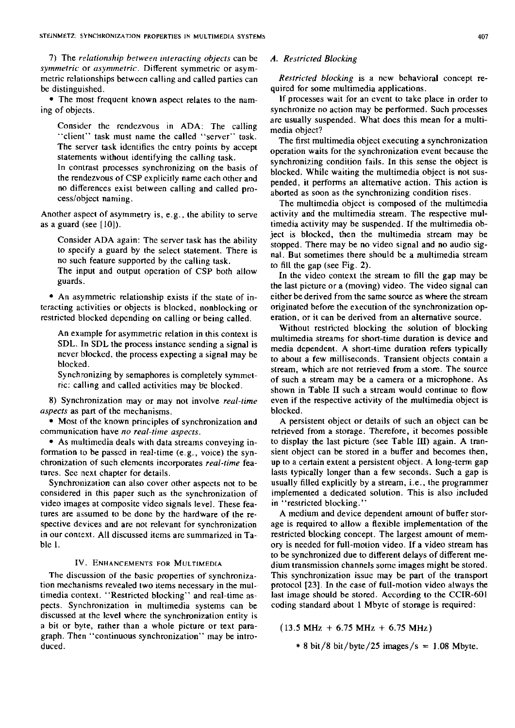7) The *relationship between interacting objects* can be *symmetric* or *asymmetric*. Different symmetric or asymmetric relationships between calling and called parties can be distinguished.

- The most frequent known aspect relates to the naming of objects.

> Consider the rendezvous in ADA: The calling "client" task must name the called "server" task. The server task identifies the entry points by accept statements without identifying the calling task.
> In contrast processes synchronizing on the basis of the rendezvous of CSP explicitly name each other and no differences exist between calling and called process/object naming.

Another aspect of asymmetry is, e.g., the ability to serve as a guard (see [10]).

> Consider ADA again: The server task has the ability to specify a guard by the select statement. There is no such feature supported by the calling task.
> The input and output operation of CSP both allow guards.

- An asymmetric relationship exists if the state of interacting activities or objects is blocked, nonblocking or restricted blocked depending on calling or being called.

> An example for asymmetric relation in this context is SDL. In SDL the process instance sending a signal is never blocked, the process expecting a signal may be blocked.
> Synchronizing by semaphores is completely symmetric: calling and called activities may be blocked.

8) Synchronization may or may not involve *real-time aspects* as part of the mechanisms.

- Most of the known principles of synchronization and communication have *no real-time aspects*.
- As multimedia deals with data streams conveying information to be passed in real-time (e.g., voice) the synchronization of such elements incorporates *real-time* features. See next chapter for details.

Synchronization can also cover other aspects not to be considered in this paper such as the synchronization of video images at composite video signals level. These features are assumed to be done by the hardware of the respective devices and are not relevant for synchronization in our context. All discussed items are summarized in Table I.

## IV. Enhancements for Multimedia

The discussion of the basic properties of synchronization mechanisms revealed two items necessary in the multimedia context. "Restricted blocking" and real-time aspects. Synchronization in multimedia systems can be discussed at the level where the synchronization entity is a bit or byte, rather than a whole picture or text paragraph. Then "continuous synchronization" may be introduced.

### A. Restricted Blocking

*Restricted blocking* is a new behavioral concept required for some multimedia applications.

If processes wait for an event to take place in order to synchronize no action may be performed. Such processes are usually suspended. What does this mean for a multimedia object?

The first multimedia object executing a synchronization operation waits for the synchronization event because the synchronizing condition fails. In this sense the object is blocked. While waiting the multimedia object is not suspended, it performs an alternative action. This action is aborted as soon as the synchronizing condition rises.

The multimedia object is composed of the multimedia activity and the multimedia stream. The respective multimedia activity may be suspended. If the multimedia object is blocked, then the multimedia stream may be stopped. There may be no video signal and no audio signal. But sometimes there should be a multimedia stream to fill the gap (see Fig. 2).

In the video context the stream to fill the gap may be the last picture or a (moving) video. The video signal can either be derived from the same source as where the stream originated before the execution of the synchronization operation, or it can be derived from an alternative source.

Without restricted blocking the solution of blocking multimedia streams for short-time duration is device and media dependent. A short-time duration refers typically to about a few milliseconds. Transient objects contain a stream, which are not retrieved from a store. The source of such a stream may be a camera or a microphone. As shown in Table II such a stream would continue to flow even if the respective activity of the multimedia object is blocked.

A persistent object or details of such an object can be retrieved from a storage. Therefore, it becomes possible to display the last picture (see Table III) again. A transient object can be stored in a buffer and becomes then, up to a certain extent a persistent object. A long-term gap lasts typically longer than a few seconds. Such a gap is usually filled explicitly by a stream, i.e., the programmer implemented a dedicated solution. This is also included in "restricted blocking."

A medium and device dependent amount of buffer storage is required to allow a flexible implementation of the restricted blocking concept. The largest amount of memory is needed for full-motion video. If a video stream has to be synchronized due to different delays of different medium transmission channels some images might be stored. This synchronization issue may be part of the transport protocol [23]. In the case of full-motion video always the last image should be stored. According to the CCIR-601 coding standard about 1 Mbyte of storage is required:

$$(13.5\ \text{MHz} + 6.75\ \text{MHz} + 6.75\ \text{MHz}) * 8\ \text{bit}/8\ \text{bit/byte}/25\ \text{images/s} = 1.08\ \text{Mbyte}.$$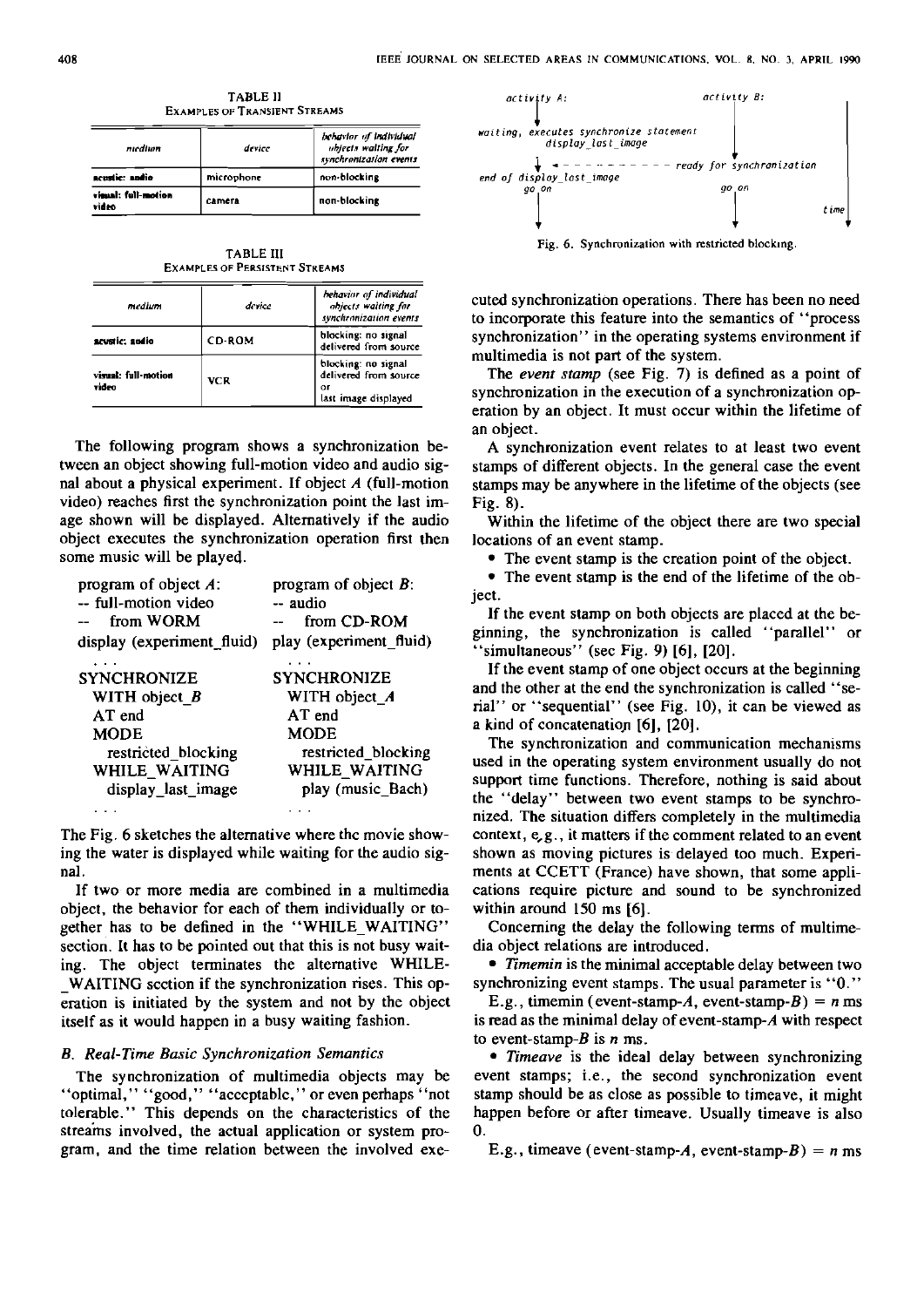TABLE II
EXAMPLES OF TRANSIENT STREAMS

| medium | device | behavior of individual objects waiting for synchronization events |
|---|---|---|
| acustic: audio | microphone | non-blocking |
| visual: full-motion video | camera | non-blocking |

TABLE III
EXAMPLES OF PERSISTENT STREAMS

| medium | device | behavior of individual objects waiting for synchronization events |
|---|---|---|
| acustic: audio | CD-ROM | blocking: no signal delivered from source |
| visual: full-motion video | VCR | blocking: no signal delivered from source or last image displayed |

The following program shows a synchronization between an object showing full-motion video and audio signal about a physical experiment. If object *A* (full-motion video) reaches first the synchronization point the last image shown will be displayed. Alternatively if the audio object executes the synchronization operation first then some music will be played.

```
program of object A:            program of object B:
-- full-motion video            -- audio
--   from WORM                  --   from CD-ROM
display (experiment_fluid)      play (experiment_fluid)
...                             ...
SYNCHRONIZE                     SYNCHRONIZE
  WITH object_B                   WITH object_A
  AT end                          AT end
  MODE                            MODE
    restricted_blocking             restricted_blocking
  WHILE_WAITING                   WHILE_WAITING
    display_last_image              play (music_Bach)
...                             ...
```

The Fig. 6 sketches the alternative where the movie showing the water is displayed while waiting for the audio signal.

If two or more media are combined in a multimedia object, the behavior for each of them individually or together has to be defined in the "WHILE_WAITING" section. It has to be pointed out that this is not busy waiting. The object terminates the alternative WHILE_WAITING section if the synchronization rises. This operation is initiated by the system and not by the object itself as it would happen in a busy waiting fashion.

## B. Real-Time Basic Synchronization Semantics

The synchronization of multimedia objects may be "optimal," "good," "acceptable," or even perhaps "not tolerable." This depends on the characteristics of the streams involved, the actual application or system program, and the time relation between the involved executed synchronization operations. There has been no need to incorporate this feature into the semantics of "process synchronization" in the operating systems environment if multimedia is not part of the system.

```
activity A:                                   activity B:
    |
waiting, executes synchronize statement
         display_last_image                        |
    |  <- - - - - - - - - - - ready for synchronization
end of display_last_image
    go on                                      go on
    |                                            |                time
    v                                            v
```

Fig. 6. Synchronization with restricted blocking.

The *event stamp* (see Fig. 7) is defined as a point of synchronization in the execution of a synchronization operation by an object. It must occur within the lifetime of an object.

A synchronization event relates to at least two event stamps of different objects. In the general case the event stamps may be anywhere in the lifetime of the objects (see Fig. 8).

Within the lifetime of the object there are two special locations of an event stamp.

- The event stamp is the creation point of the object.
- The event stamp is the end of the lifetime of the object.

If the event stamp on both objects are placed at the beginning, the synchronization is called "parallel" or "simultaneous" (see Fig. 9) [6], [20].

If the event stamp of one object occurs at the beginning and the other at the end the synchronization is called "serial" or "sequential" (see Fig. 10), it can be viewed as a kind of concatenation [6], [20].

The synchronization and communication mechanisms used in the operating system environment usually do not support time functions. Therefore, nothing is said about the "delay" between two event stamps to be synchronized. The situation differs completely in the multimedia context, e.g., it matters if the comment related to an event shown as moving pictures is delayed too much. Experiments at CCETT (France) have shown, that some applications require picture and sound to be synchronized within around 150 ms [6].

Concerning the delay the following terms of multimedia object relations are introduced.

- *Timemin* is the minimal acceptable delay between two synchronizing event stamps. The usual parameter is "0."

E.g., timemin (event-stamp-*A*, event-stamp-*B*) = *n* ms is read as the minimal delay of event-stamp-*A* with respect to event-stamp-*B* is *n* ms.

- *Timeave* is the ideal delay between synchronizing event stamps; i.e., the second synchronization event stamp should be as close as possible to timeave, it might happen before or after timeave. Usually timeave is also 0.

E.g., timeave (event-stamp-*A*, event-stamp-*B*) = *n* ms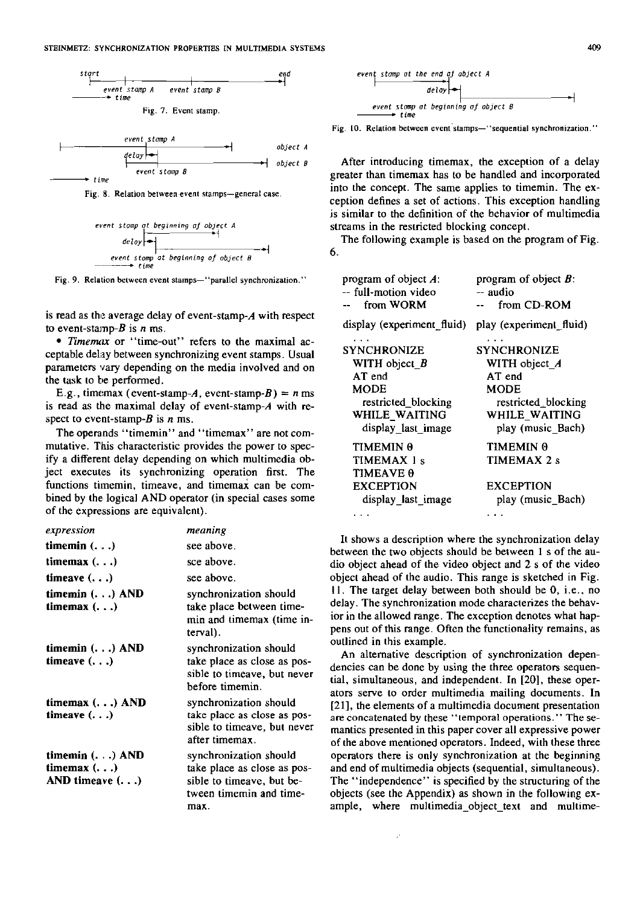start — event stamp A — event stamp B — end

→ time

Fig. 7. Event stamp.

event stamp A — object A

delay — object B

event stamp B

→ time

Fig. 8. Relation between event stamps—general case.

event stamp at beginning of object A

delay

event stamp at beginning of object B

→ time

Fig. 9. Relation between event stamps—"parallel synchronization."

is read as the average delay of event-stamp-*A* with respect to event-stamp-*B* is *n* ms.

• *Timemax* or "time-out" refers to the maximal acceptable delay between synchronizing event stamps. Usual parameters vary depending on the media involved and on the task to be performed.

E.g., timemax (event-stamp-*A*, event-stamp-*B*) = *n* ms is read as the maximal delay of event-stamp-*A* with respect to event-stamp-*B* is *n* ms.

The operands "timemin" and "timemax" are not commutative. This characteristic provides the power to specify a different delay depending on which multimedia object executes its synchronizing operation first. The functions timemin, timeave, and timemax can be combined by the logical AND operator (in special cases some of the expressions are equivalent).

| *expression* | *meaning* |
|---|---|
| **timemin (. . .)** | see above. |
| **timemax (. . .)** | see above. |
| **timeave (. . .)** | see above. |
| **timemin (. . .) AND timemax (. . .)** | synchronization should take place between timemin and timemax (time interval). |
| **timemin (. . .) AND timeave (. . .)** | synchronization should take place as close as possible to timeave, but never before timemin. |
| **timemax (. . .) AND timeave (. . .)** | synchronization should take place as close as possible to timeave, but never after timemax. |
| **timemin (. . .) AND timemax (. . .) AND timeave (. . .)** | synchronization should take place as close as possible to timeave, but between timemin and timemax. |

event stamp at the end of object A

delay

event stamp at beginning of object B

→ time

Fig. 10. Relation between event stamps—"sequential synchronization."

After introducing timemax, the exception of a delay greater than timemax has to be handled and incorporated into the concept. The same applies to timemin. The exception defines a set of actions. This exception handling is similar to the definition of the behavior of multimedia streams in the restricted blocking concept.

The following example is based on the program of Fig. 6.

```
program of object A:           program of object B:
-- full-motion video           -- audio
--   from WORM                 --   from CD-ROM

display (experiment_fluid)     play (experiment_fluid)
. . .                          . . .
SYNCHRONIZE                    SYNCHRONIZE
  WITH object_B                  WITH object_A
  AT end                         AT end
  MODE                           MODE
    restricted_blocking            restricted_blocking
  WHILE_WAITING                  WHILE_WAITING
    display_last_image             play (music_Bach)
  TIMEMIN 0                      TIMEMIN 0
  TIMEMAX 1 s                    TIMEMAX 2 s
  TIMEAVE 0
  EXCEPTION                      EXCEPTION
    display_last_image             play (music_Bach)
. . .                          . . .
```

It shows a description where the synchronization delay between the two objects should be between 1 s of the audio object ahead of the video object and 2 s of the video object ahead of the audio. This range is sketched in Fig. 11. The target delay between both should be 0, i.e., no delay. The synchronization mode characterizes the behavior in the allowed range. The exception denotes what happens out of this range. Often the functionality remains, as outlined in this example.

An alternative description of synchronization dependencies can be done by using the three operators sequential, simultaneous, and independent. In [20], these operators serve to order multimedia mailing documents. In [21], the elements of a multimedia document presentation are concatenated by these "temporal operations." The semantics presented in this paper cover all expressive power of the above mentioned operators. Indeed, with these three operators there is only synchronization at the beginning and end of multimedia objects (sequential, simultaneous). The "independence" is specified by the structuring of the objects (see the Appendix) as shown in the following example, where multimedia_object_text and multime-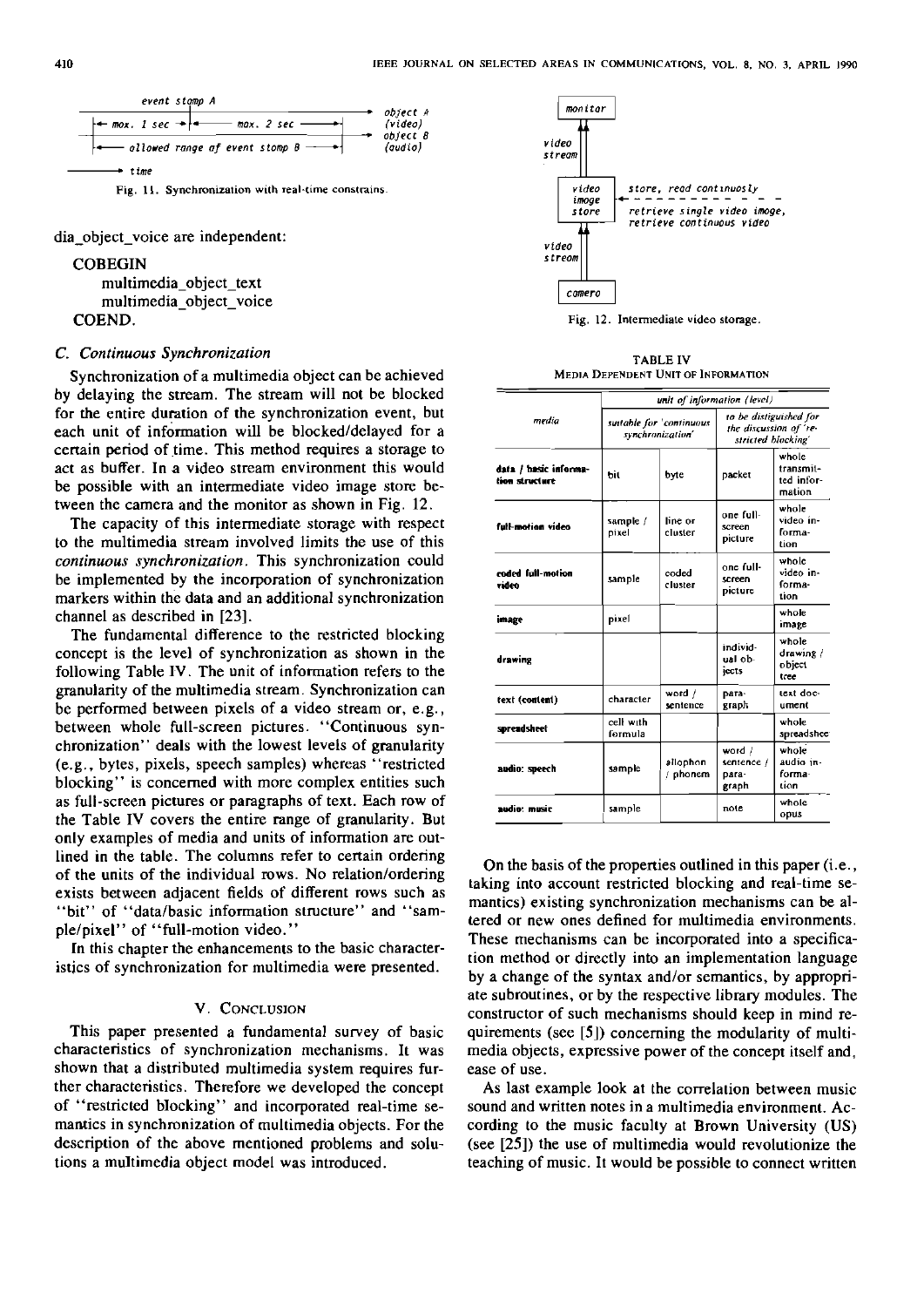```
event stamp A
|<- max. 1 sec ->|<-    max. 2 sec    ->|          object A (video)
|<-  allowed range of event stamp B   ->|          object B (audio)
-----> time
```

Fig. 11. Synchronization with real-time constrains.

dia_object_voice are independent:

```
COBEGIN
    multimedia_object_text
    multimedia_object_voice
COEND.
```

### C. Continuous Synchronization

Synchronization of a multimedia object can be achieved by delaying the stream. The stream will not be blocked for the entire duration of the synchronization event, but each unit of information will be blocked/delayed for a certain period of time. This method requires a storage to act as buffer. In a video stream environment this would be possible with an intermediate video image store between the camera and the monitor as shown in Fig. 12.

The capacity of this intermediate storage with respect to the multimedia stream involved limits the use of this *continuous synchronization*. This synchronization could be implemented by the incorporation of synchronization markers within the data and an additional synchronization channel as described in [23].

The fundamental difference to the restricted blocking concept is the level of synchronization as shown in the following Table IV. The unit of information refers to the granularity of the multimedia stream. Synchronization can be performed between pixels of a video stream or, e.g., between whole full-screen pictures. "Continuous synchronization" deals with the lowest levels of granularity (e.g., bytes, pixels, speech samples) whereas "restricted blocking" is concerned with more complex entities such as full-screen pictures or paragraphs of text. Each row of the Table IV covers the entire range of granularity. But only examples of media and units of information are outlined in the table. The columns refer to certain ordering of the units of the individual rows. No relation/ordering exists between adjacent fields of different rows such as "bit" of "data/basic information structure" and "sample/pixel" of "full-motion video."

In this chapter the enhancements to the basic characteristics of synchronization for multimedia were presented.

## V. Conclusion

This paper presented a fundamental survey of basic characteristics of synchronization mechanisms. It was shown that a distributed multimedia system requires further characteristics. Therefore we developed the concept of "restricted blocking" and incorporated real-time semantics in synchronization of multimedia objects. For the description of the above mentioned problems and solutions a multimedia object model was introduced.

```
   monitor
     ^
     |  video stream
     |
 video image store  <- - - - - - -  store, read continuosly
     ^                              retrieve single video image,
     |                              retrieve continuous video
     |  video stream
   camera
```

Fig. 12. Intermediate video storage.

TABLE IV
Media Dependent Unit of Information

| media | unit of information (level) | | | |
|---|---|---|---|---|
| | suitable for 'continuous synchronization' | | to be distinguished for the discussion of 'restricted blocking' | |
| **data / basic information structure** | bit | byte | packet | whole transmitted information |
| **full-motion video** | sample / pixel | line or cluster | one full-screen picture | whole video information |
| **coded full-motion video** | sample | coded cluster | one full-screen picture | whole video information |
| **image** | pixel | | | whole image |
| **drawing** | | | individual objects | whole drawing / object tree |
| **text (content)** | character | word / sentence | paragraph | text document |
| **spreadsheet** | cell with formula | | | whole spreadsheet |
| **audio: speech** | sample | allophon / phonem | word / sentence / paragraph | whole audio information |
| **audio: music** | sample | | note | whole opus |

On the basis of the properties outlined in this paper (i.e., taking into account restricted blocking and real-time semantics) existing synchronization mechanisms can be altered or new ones defined for multimedia environments. These mechanisms can be incorporated into a specification method or directly into an implementation language by a change of the syntax and/or semantics, by appropriate subroutines, or by the respective library modules. The constructor of such mechanisms should keep in mind requirements (see [5]) concerning the modularity of multimedia objects, expressive power of the concept itself and, ease of use.

As last example look at the correlation between music sound and written notes in a multimedia environment. According to the music faculty at Brown University (US) (see [25]) the use of multimedia would revolutionize the teaching of music. It would be possible to connect written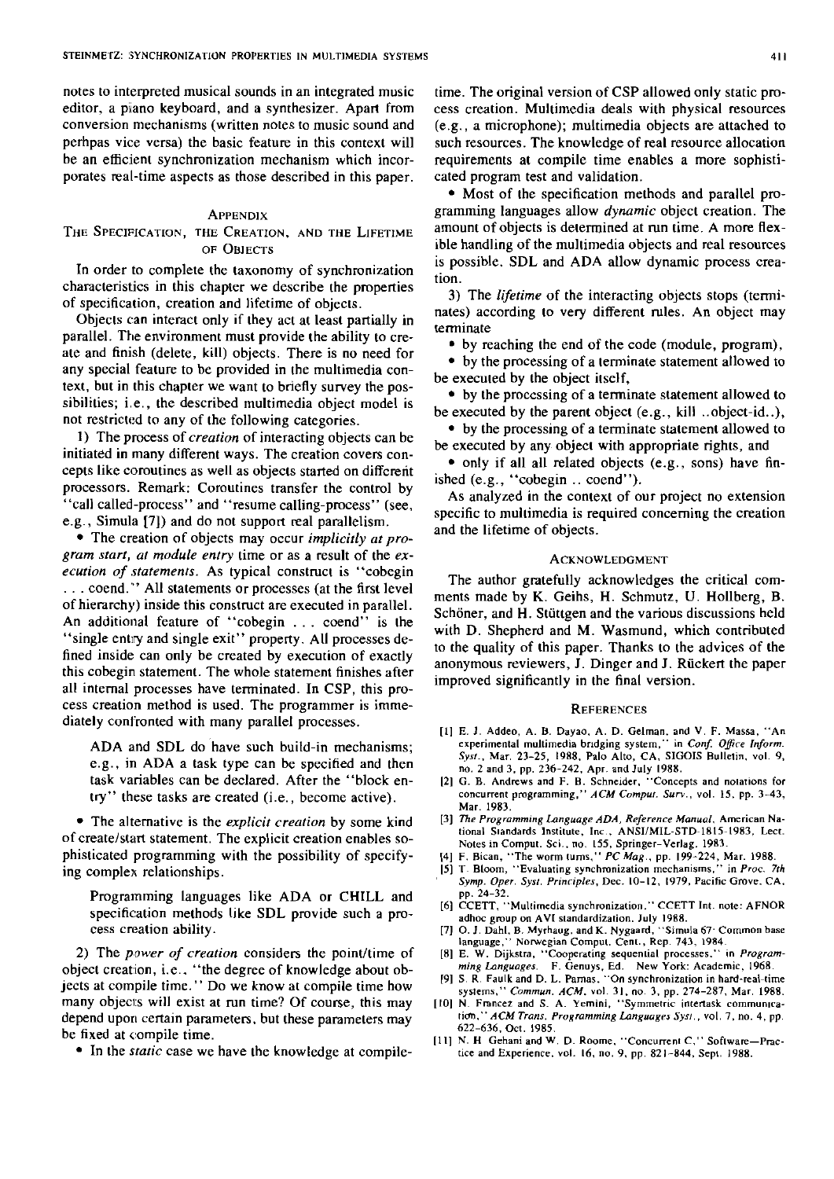notes to interpreted musical sounds in an integrated music editor, a piano keyboard, and a synthesizer. Apart from conversion mechanisms (written notes to music sound and perhpas vice versa) the basic feature in this context will be an efficient synchronization mechanism which incorporates real-time aspects as those described in this paper.

## Appendix

## The Specification, the Creation, and the Lifetime of Objects

In order to complete the taxonomy of synchronization characteristics in this chapter we describe the properties of specification, creation and lifetime of objects.

Objects can interact only if they act at least partially in parallel. The environment must provide the ability to create and finish (delete, kill) objects. There is no need for any special feature to be provided in the multimedia context, but in this chapter we want to briefly survey the possibilities; i.e., the described multimedia object model is not restricted to any of the following categories.

1) The process of *creation* of interacting objects can be initiated in many different ways. The creation covers concepts like coroutines as well as objects started on different processors. Remark: Coroutines transfer the control by "call called-process" and "resume calling-process" (see, e.g., Simula [7]) and do not support real parallelism.

- The creation of objects may occur *implicitly at program start, at module entry* time or as a result of the *execution of statements*. As typical construct is "cobegin . . . coend." All statements or processes (at the first level of hierarchy) inside this construct are executed in parallel. An additional feature of "cobegin . . . coend" is the "single entry and single exit" property. All processes defined inside can only be created by execution of exactly this cobegin statement. The whole statement finishes after all internal processes have terminated. In CSP, this process creation method is used. The programmer is immediately confronted with many parallel processes.

  ADA and SDL do have such build-in mechanisms; e.g., in ADA a task type can be specified and then task variables can be declared. After the "block entry" these tasks are created (i.e., become active).

- The alternative is the *explicit creation* by some kind of create/start statement. The explicit creation enables sophisticated programming with the possibility of specifying complex relationships.

  Programming languages like ADA or CHILL and specification methods like SDL provide such a process creation ability.

2) The *power of creation* considers the point/time of object creation, i.e., "the degree of knowledge about objects at compile time." Do we know at compile time how many objects will exist at run time? Of course, this may depend upon certain parameters, but these parameters may be fixed at compile time.

- In the *static* case we have the knowledge at compile-time. The original version of CSP allowed only static process creation. Multimedia deals with physical resources (e.g., a microphone); multimedia objects are attached to such resources. The knowledge of real resource allocation requirements at compile time enables a more sophisticated program test and validation.

- Most of the specification methods and parallel programming languages allow *dynamic* object creation. The amount of objects is determined at run time. A more flexible handling of the multimedia objects and real resources is possible. SDL and ADA allow dynamic process creation.

3) The *lifetime* of the interacting objects stops (terminates) according to very different rules. An object may terminate

- by reaching the end of the code (module, program),
- by the processing of a terminate statement allowed to be executed by the object itself,
- by the processing of a terminate statement allowed to be executed by the parent object (e.g., kill ..object-id..),
- by the processing of a terminate statement allowed to be executed by any object with appropriate rights, and
- only if all all related objects (e.g., sons) have finished (e.g., "cobegin .. coend").

As analyzed in the context of our project no extension specific to multimedia is required concerning the creation and the lifetime of objects.

## Acknowledgment

The author gratefully acknowledges the critical comments made by K. Geihs, H. Schmutz, U. Hollberg, B. Schöner, and H. Stüttgen and the various discussions held with D. Shepherd and M. Wasmund, which contributed to the quality of this paper. Thanks to the advices of the anonymous reviewers, J. Dinger and J. Rückert the paper improved significantly in the final version.

## References

[1] E. J. Addeo, A. B. Dayao, A. D. Gelman, and V. F. Massa, "An experimental multimedia bridging system," in *Conf. Office Inform. Syst.*, Mar. 23-25, 1988, Palo Alto, CA, SIGOIS Bulletin, vol. 9, no. 2 and 3, pp. 236-242, Apr. and July 1988.

[2] G. B. Andrews and F. B. Schneider, "Concepts and notations for concurrent programming," *ACM Comput. Surv.*, vol. 15, pp. 3-43, Mar. 1983.

[3] *The Programming Language ADA, Reference Manual.* American National Standards Institute, Inc., ANSI/MIL-STD-1815-1983, Lect. Notes in Comput. Sci., no. 155, Springer-Verlag, 1983.

[4] F. Bican, "The worm turns," *PC Mag.*, pp. 199-224, Mar. 1988.

[5] T. Bloom, "Evaluating synchronization mechanisms," in *Proc. 7th Symp. Oper. Syst. Principles*, Dec. 10-12, 1979, Pacific Grove, CA, pp. 24-32.

[6] CCETT, "Multimedia synchronization," CCETT Int. note: AFNOR adhoc group on AVI standardization, July 1988.

[7] O. J. Dahl, B. Myrhaug, and K. Nygaard, "Simula 67: Common base language," Norwegian Comput. Cent., Rep. 743, 1984.

[8] E. W. Dijkstra, "Cooperating sequential processes," in *Programming Languages.* F. Genuys, Ed. New York: Academic, 1968.

[9] S. R. Faulk and D. L. Parnas, "On synchronization in hard-real-time systems," *Commun. ACM*, vol. 31, no. 3, pp. 274-287, Mar. 1988.

[10] N. Francez and S. A. Yemini, "Symmetric intertask communication," *ACM Trans. Programming Languages Syst.*, vol. 7, no. 4, pp. 622-636, Oct. 1985.

[11] N. H. Gehani and W. D. Roome, "Concurrent C," Software—Practice and Experience, vol. 16, no. 9, pp. 821-844, Sept. 1988.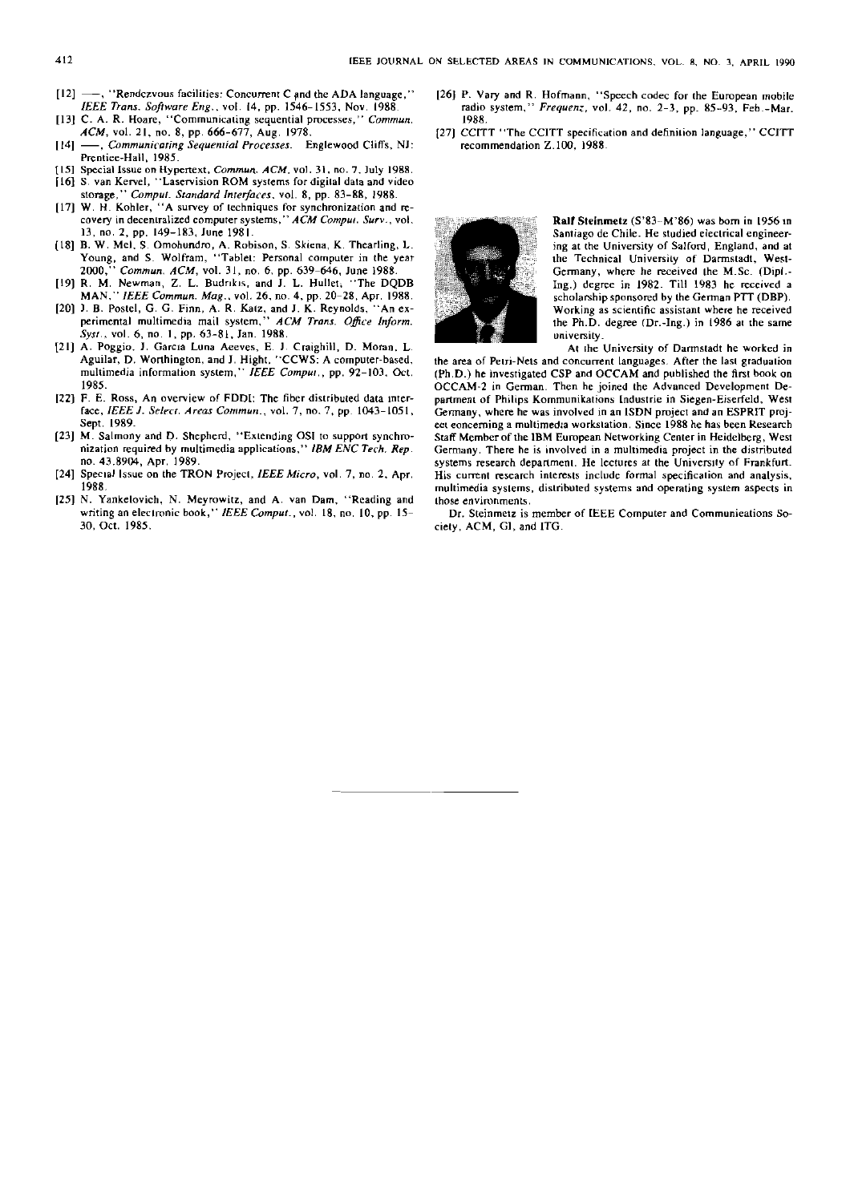[12] ——, "Rendezvous facilities: Concurrent C and the ADA language," *IEEE Trans. Software Eng.*, vol. 14, pp. 1546–1553, Nov. 1988.

[13] C. A. R. Hoare, "Communicating sequential processes," *Commun. ACM*, vol. 21, no. 8, pp. 666–677, Aug. 1978.

[14] ——, *Communicating Sequential Processes*. Englewood Cliffs, NJ: Prentice-Hall, 1985.

[15] Special Issue on Hypertext, *Commun. ACM*, vol. 31, no. 7, July 1988.

[16] S. van Kervel, "Laservision ROM systems for digital data and video storage," *Comput. Standard Interfaces*, vol. 8, pp. 83–88, 1988.

[17] W. H. Kohler, "A survey of techniques for synchronization and recovery in decentralized computer systems," *ACM Comput. Surv.*, vol. 13, no. 2, pp. 149–183, June 1981.

[18] B. W. Mel, S. Omohundro, A. Robison, S. Skiena, K. Thearling, L. Young, and S. Wolfram, "Tablet: Personal computer in the year 2000," *Commun. ACM*, vol. 31, no. 6, pp. 639–646, June 1988.

[19] R. M. Newman, Z. L. Budrikis, and J. L. Hullet, "The DQDB MAN," *IEEE Commun. Mag.*, vol. 26, no. 4, pp. 20–28, Apr. 1988.

[20] J. B. Postel, G. G. Finn, A. R. Katz, and J. K. Reynolds, "An experimental multimedia mail system," *ACM Trans. Office Inform. Syst.*, vol. 6, no. 1, pp. 63–81, Jan. 1988.

[21] A. Poggio, J. Garcia Luna Aceves, E. J. Craighill, D. Moran, L. Aguilar, D. Worthington, and J. Hight, "CCWS: A computer-based, multimedia information system," *IEEE Comput.*, pp. 92–103, Oct. 1985.

[22] F. E. Ross, An overview of FDDI: The fiber distributed data interface, *IEEE J. Select. Areas Commun.*, vol. 7, no. 7, pp. 1043–1051, Sept. 1989.

[23] M. Salmony and D. Shepherd, "Extending OSI to support synchronization required by multimedia applications," *IBM ENC Tech. Rep.* no. 43.8904, Apr. 1989.

[24] Special Issue on the TRON Project, *IEEE Micro*, vol. 7, no. 2, Apr. 1988.

[25] N. Yankelovich, N. Meyrowitz, and A. van Dam, "Reading and writing an electronic book," *IEEE Comput.*, vol. 18, no. 10, pp. 15–30, Oct. 1985.

[26] P. Vary and R. Hofmann, "Speech codec for the European mobile radio system," *Frequenz*, vol. 42, no. 2-3, pp. 85–93, Feb.-Mar. 1988.

[27] CCITT "The CCITT specification and definition language," CCITT recommendation Z.100, 1988.

**Ralf Steinmetz** (S'83–M'86) was born in 1956 in Santiago de Chile. He studied electrical engineering at the University of Salford, England, and at the Technical University of Darmstadt, West-Germany, where he received the M.Sc. (Dipl.-Ing.) degree in 1982. Till 1983 he received a scholarship sponsored by the German PTT (DBP). Working as scientific assistant where he received the Ph.D. degree (Dr.-Ing.) in 1986 at the same university.

At the University of Darmstadt he worked in the area of Petri-Nets and concurrent languages. After the last graduation (Ph.D.) he investigated CSP and OCCAM and published the first book on OCCAM-2 in German. Then he joined the Advanced Development Department of Philips Kommunikations Industrie in Siegen-Eiserfeld, West Germany, where he was involved in an ISDN project and an ESPRIT project concerning a multimedia workstation. Since 1988 he has been Research Staff Member of the IBM European Networking Center in Heidelberg, West Germany. There he is involved in a multimedia project in the distributed systems research department. He lectures at the University of Frankfurt. His current research interests include formal specification and analysis, multimedia systems, distributed systems and operating system aspects in those environments.

Dr. Steinmetz is member of IEEE Computer and Communications Society, ACM, GI, and ITG.